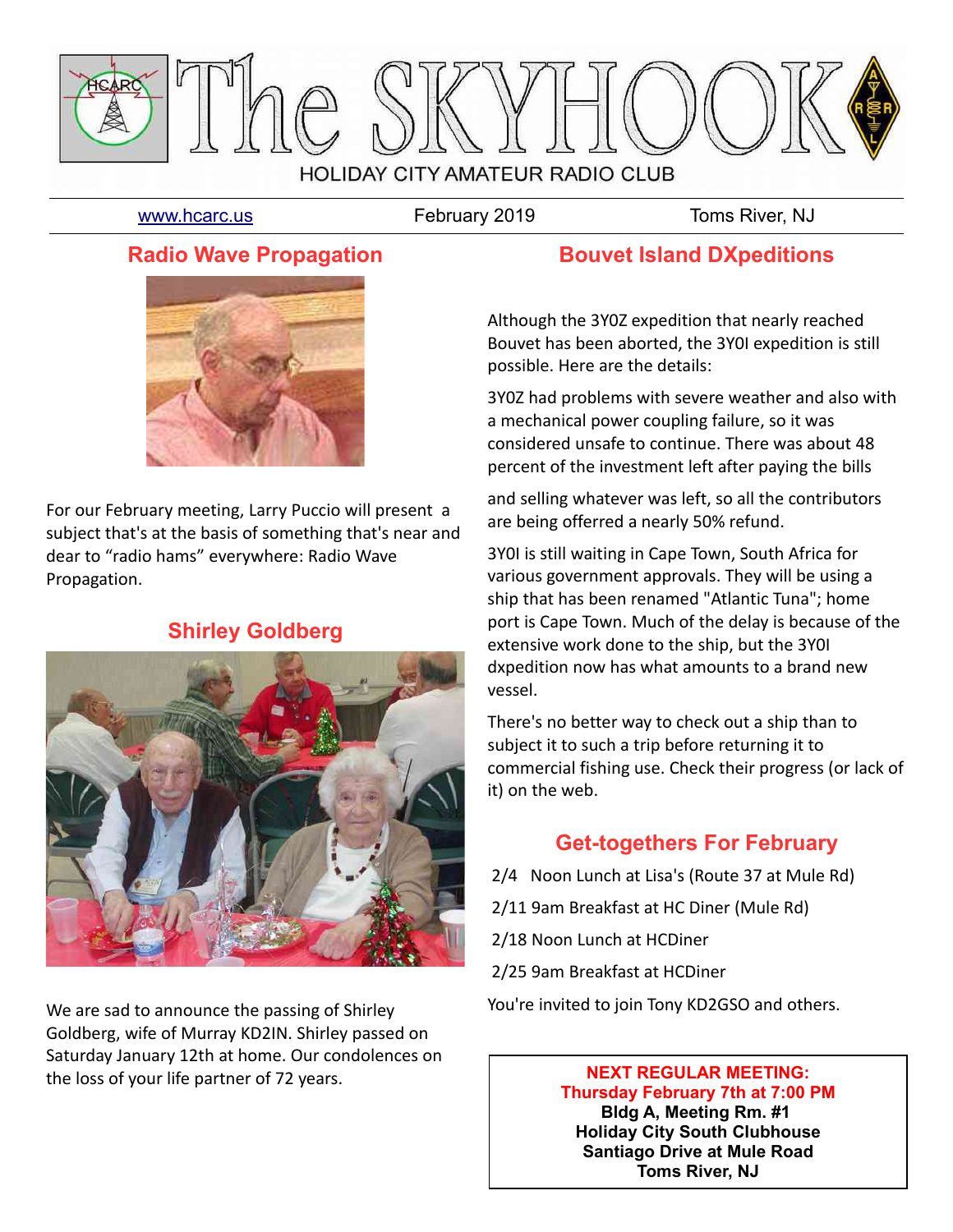# The SKYHOOK

HOLIDAY CITY AMATEUR RADIO CLUB

www.hcarc.us | February 2019 | Toms River, NJ

## Radio Wave Propagation

For our February meeting, Larry Puccio will present a subject that's at the basis of something that's near and dear to "radio hams" everywhere: Radio Wave Propagation.

## Shirley Goldberg

We are sad to announce the passing of Shirley Goldberg, wife of Murray KD2IN. Shirley passed on Saturday January 12th at home. Our condolences on the loss of your life partner of 72 years.

## Bouvet Island DXpeditions

Although the 3Y0Z expedition that nearly reached Bouvet has been aborted, the 3Y0I expedition is still possible. Here are the details:

3Y0Z had problems with severe weather and also with a mechanical power coupling failure, so it was considered unsafe to continue. There was about 48 percent of the investment left after paying the bills

and selling whatever was left, so all the contributors are being offerred a nearly 50% refund.

3Y0I is still waiting in Cape Town, South Africa for various government approvals. They will be using a ship that has been renamed "Atlantic Tuna"; home port is Cape Town. Much of the delay is because of the extensive work done to the ship, but the 3Y0I dxpedition now has what amounts to a brand new vessel.

There's no better way to check out a ship than to subject it to such a trip before returning it to commercial fishing use. Check their progress (or lack of it) on the web.

## Get-togethers For February

2/4 Noon Lunch at Lisa's (Route 37 at Mule Rd)

2/11 9am Breakfast at HC Diner (Mule Rd)

2/18 Noon Lunch at HCDiner

2/25 9am Breakfast at HCDiner

You're invited to join Tony KD2GSO and others.

**NEXT REGULAR MEETING:**
**Thursday February 7th at 7:00 PM**
**Bldg A, Meeting Rm. #1**
**Holiday City South Clubhouse**
**Santiago Drive at Mule Road**
**Toms River, NJ**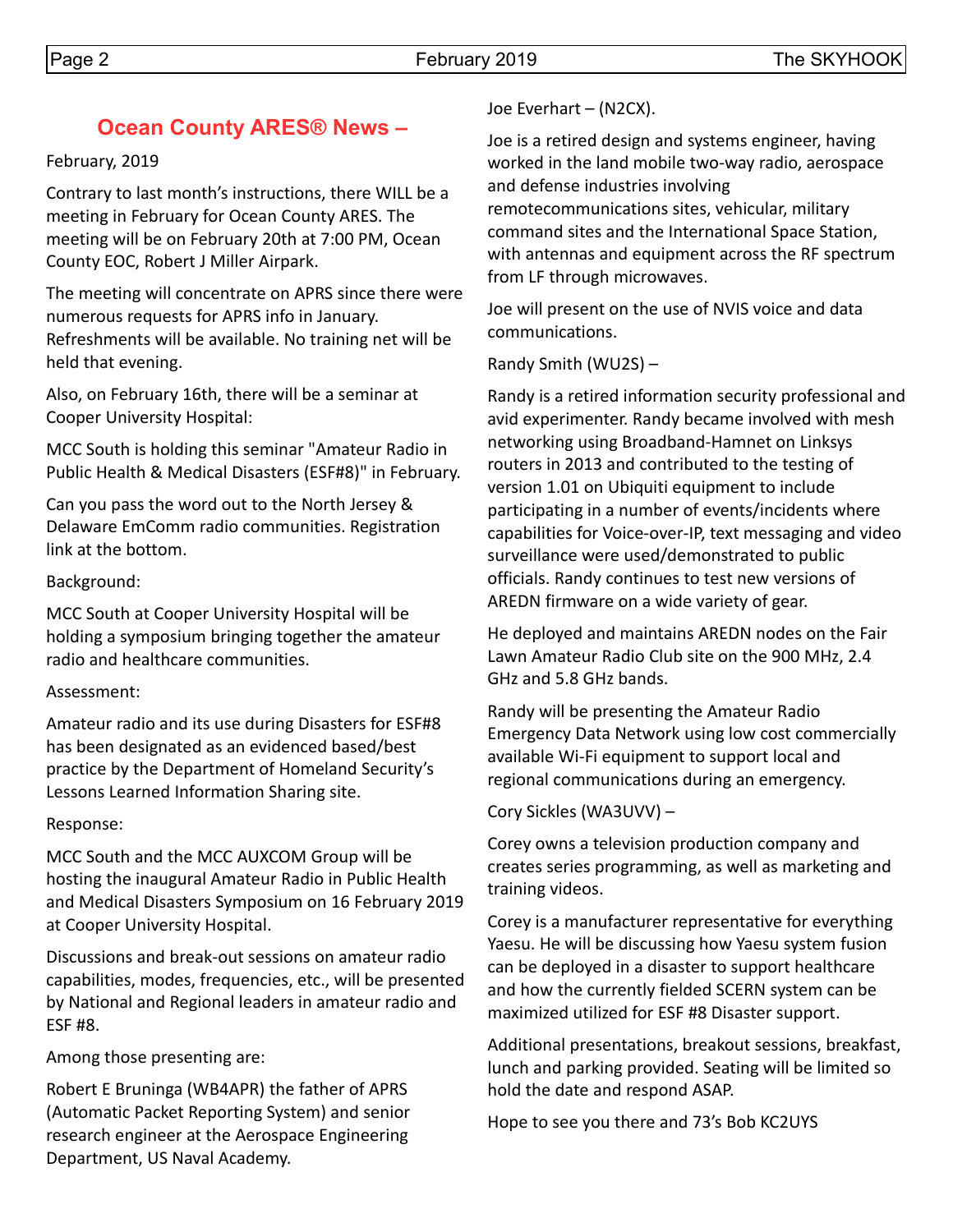## Ocean County ARES® News –

February, 2019

Contrary to last month's instructions, there WILL be a meeting in February for Ocean County ARES. The meeting will be on February 20th at 7:00 PM, Ocean County EOC, Robert J Miller Airpark.

The meeting will concentrate on APRS since there were numerous requests for APRS info in January. Refreshments will be available. No training net will be held that evening.

Also, on February 16th, there will be a seminar at Cooper University Hospital:

MCC South is holding this seminar "Amateur Radio in Public Health & Medical Disasters (ESF#8)" in February.

Can you pass the word out to the North Jersey & Delaware EmComm radio communities. Registration link at the bottom.

Background:

MCC South at Cooper University Hospital will be holding a symposium bringing together the amateur radio and healthcare communities.

Assessment:

Amateur radio and its use during Disasters for ESF#8 has been designated as an evidenced based/best practice by the Department of Homeland Security's Lessons Learned Information Sharing site.

Response:

MCC South and the MCC AUXCOM Group will be hosting the inaugural Amateur Radio in Public Health and Medical Disasters Symposium on 16 February 2019 at Cooper University Hospital.

Discussions and break-out sessions on amateur radio capabilities, modes, frequencies, etc., will be presented by National and Regional leaders in amateur radio and ESF #8.

Among those presenting are:

Robert E Bruninga (WB4APR) the father of APRS (Automatic Packet Reporting System) and senior research engineer at the Aerospace Engineering Department, US Naval Academy.

Joe Everhart – (N2CX).

Joe is a retired design and systems engineer, having worked in the land mobile two-way radio, aerospace and defense industries involving remotecommunications sites, vehicular, military command sites and the International Space Station, with antennas and equipment across the RF spectrum from LF through microwaves.

Joe will present on the use of NVIS voice and data communications.

Randy Smith (WU2S) –

Randy is a retired information security professional and avid experimenter. Randy became involved with mesh networking using Broadband-Hamnet on Linksys routers in 2013 and contributed to the testing of version 1.01 on Ubiquiti equipment to include participating in a number of events/incidents where capabilities for Voice-over-IP, text messaging and video surveillance were used/demonstrated to public officials. Randy continues to test new versions of AREDN firmware on a wide variety of gear.

He deployed and maintains AREDN nodes on the Fair Lawn Amateur Radio Club site on the 900 MHz, 2.4 GHz and 5.8 GHz bands.

Randy will be presenting the Amateur Radio Emergency Data Network using low cost commercially available Wi-Fi equipment to support local and regional communications during an emergency.

Cory Sickles (WA3UVV) –

Corey owns a television production company and creates series programming, as well as marketing and training videos.

Corey is a manufacturer representative for everything Yaesu. He will be discussing how Yaesu system fusion can be deployed in a disaster to support healthcare and how the currently fielded SCERN system can be maximized utilized for ESF #8 Disaster support.

Additional presentations, breakout sessions, breakfast, lunch and parking provided. Seating will be limited so hold the date and respond ASAP.

Hope to see you there and 73's Bob KC2UYS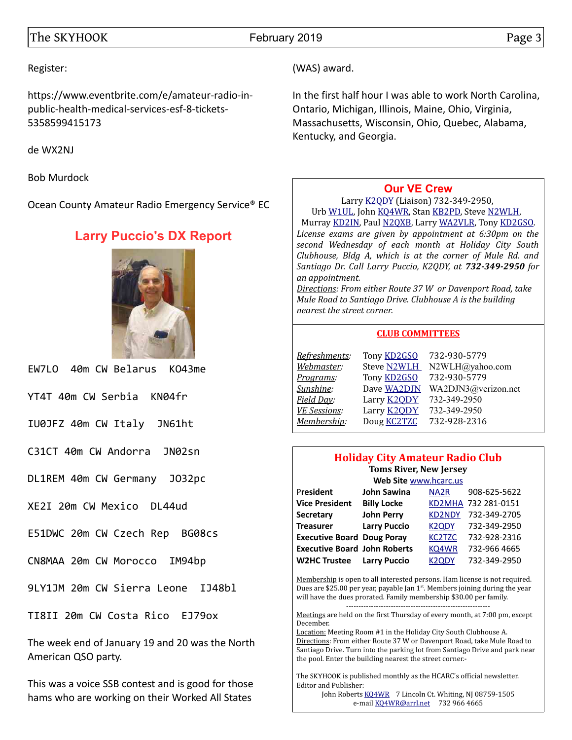Register:

https://www.eventbrite.com/e/amateur-radio-in-public-health-medical-services-esf-8-tickets-5358599415173

de WX2NJ

Bob Murdock

Ocean County Amateur Radio Emergency Service® EC

## Larry Puccio's DX Report

```
EW7LO  40m CW Belarus  KO43me

YT4T 40m CW Serbia  KN04fr

IU0JFZ 40m CW Italy  JN61ht

C31CT 40m CW Andorra  JN02sn

DL1REM 40m CW Germany  JO32pc

XE2I 20m CW Mexico  DL44ud

E51DWC 20m CW Czech Rep  BG08cs

CN8MAA 20m CW Morocco  IM94bp

9LY1JM 20m CW Sierra Leone  IJ48bl

TI8II 20m CW Costa Rico  EJ79ox
```

The week end of January 19 and 20 was the North American QSO party.

This was a voice SSB contest and is good for those hams who are working on their Worked All States (WAS) award.

In the first half hour I was able to work North Carolina, Ontario, Michigan, Illinois, Maine, Ohio, Virginia, Massachusetts, Wisconsin, Ohio, Quebec, Alabama, Kentucky, and Georgia.

## Our VE Crew

Larry K2QDY (Liaison) 732-349-2950,
Urb W1UL, John KQ4WR, Stan KB2PD, Steve N2WLH,
Murray KD2IN, Paul N2QXB, Larry WA2VLR, Tony KD2GSO.

*License exams are given by appointment at 6:30pm on the second Wednesday of each month at Holiday City South Clubhouse, Bldg A, which is at the corner of Mule Rd. and Santiago Dr. Call Larry Puccio, K2QDY, at **732-349-2950** for an appointment.*

*Directions: From either Route 37 W or Davenport Road, take Mule Road to Santiago Drive. Clubhouse A is the building nearest the street corner.*

### CLUB COMMITTEES

| | | |
|---|---|---|
| *Refreshments:* | Tony KD2GSO | 732-930-5779 |
| *Webmaster:* | Steve N2WLH | N2WLH@yahoo.com |
| *Programs:* | Tony KD2GSO | 732-930-5779 |
| *Sunshine:* | Dave WA2DJN | WA2DJN3@verizon.net |
| *Field Day:* | Larry K2QDY | 732-349-2950 |
| *VE Sessions:* | Larry K2QDY | 732-349-2950 |
| *Membership:* | Doug KC2TZC | 732-928-2316 |

## Holiday City Amateur Radio Club

**Toms River, New Jersey**

**Web Site** www.hcarc.us

| | | | |
|---|---|---|---|
| **President** | **John Sawina** | NA2R | 908-625-5622 |
| **Vice President** | **Billy Locke** | KD2MHA | 732 281-0151 |
| **Secretary** | **John Perry** | KD2NDY | 732-349-2705 |
| **Treasurer** | **Larry Puccio** | K2QDY | 732-349-2950 |
| **Executive Board** | **Doug Poray** | KC2TZC | 732-928-2316 |
| **Executive Board** | **John Roberts** | KQ4WR | 732-966 4665 |
| **W2HC Trustee** | **Larry Puccio** | K2QDY | 732-349-2950 |

Membership is open to all interested persons. Ham license is not required. Dues are $25.00 per year, payable Jan 1st. Members joining during the year will have the dues prorated. Family membership $30.00 per family.

---

Meetings are held on the first Thursday of every month, at 7:00 pm, except December.
Location: Meeting Room #1 in the Holiday City South Clubhouse A.
Directions: From either Route 37 W or Davenport Road, take Mule Road to Santiago Drive. Turn into the parking lot from Santiago Drive and park near the pool. Enter the building nearest the street corner.-

The SKYHOOK is published monthly as the HCARC's official newsletter.
Editor and Publisher:
John Roberts KQ4WR 7 Lincoln Ct. Whiting, NJ 08759-1505
e-mail KQ4WR@arrl.net 732 966 4665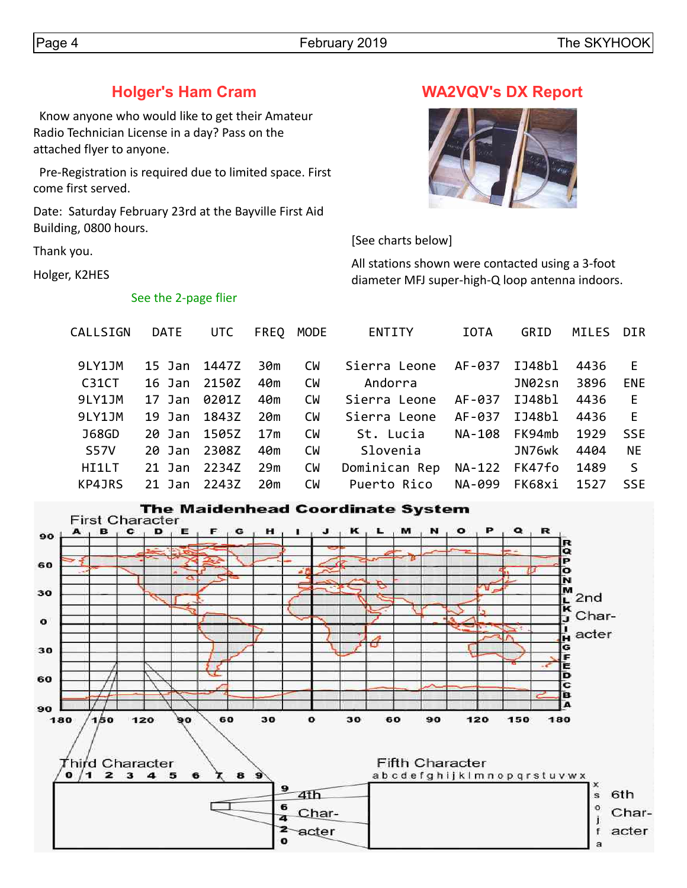## Holger's Ham Cram

Know anyone who would like to get their Amateur Radio Technician License in a day? Pass on the attached flyer to anyone.

Pre-Registration is required due to limited space. First come first served.

Date: Saturday February 23rd at the Bayville First Aid Building, 0800 hours.

Thank you.

Holger, K2HES

See the 2-page flier

## WA2VQV's DX Report

[See charts below]

All stations shown were contacted using a 3-foot diameter MFJ super-high-Q loop antenna indoors.

| CALLSIGN | DATE | UTC | FREQ | MODE | ENTITY | IOTA | GRID | MILES | DIR |
|---|---|---|---|---|---|---|---|---|---|
| 9LY1JM | 15 Jan | 1447Z | 30m | CW | Sierra Leone | AF-037 | IJ48bl | 4436 | E |
| C31CT | 16 Jan | 2150Z | 40m | CW | Andorra | | JN02sn | 3896 | ENE |
| 9LY1JM | 17 Jan | 0201Z | 40m | CW | Sierra Leone | AF-037 | IJ48bl | 4436 | E |
| 9LY1JM | 19 Jan | 1843Z | 20m | CW | Sierra Leone | AF-037 | IJ48bl | 4436 | E |
| J68GD | 20 Jan | 1505Z | 17m | CW | St. Lucia | NA-108 | FK94mb | 1929 | SSE |
| S57V | 20 Jan | 2308Z | 40m | CW | Slovenia | | JN76wk | 4404 | NE |
| HI1LT | 21 Jan | 2234Z | 29m | CW | Dominican Rep | NA-122 | FK47fo | 1489 | S |
| KP4JRS | 21 Jan | 2243Z | 20m | CW | Puerto Rico | NA-099 | FK68xi | 1527 | SSE |

**The Maidenhead Coordinate System**

First Character: A B C D E F G H I J K L M N O P Q R

2nd Character: A B C D E F G H I J K L M N O P Q R

Third Character: 0 1 2 3 4 5 6 7 8 9

4th Character: 0 2 4 6 9

Fifth Character: a b c d e f g h i j k l m n o p q r s t u v w x

6th Character: a f j o s x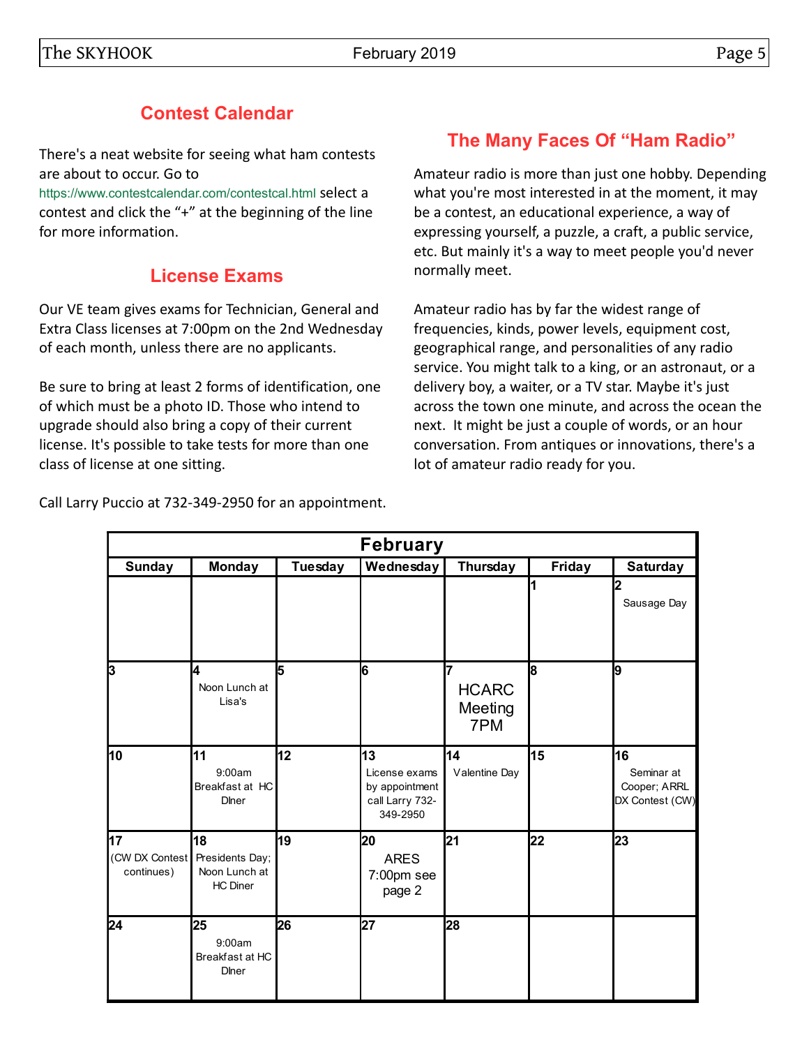## Contest Calendar

There's a neat website for seeing what ham contests are about to occur. Go to https://www.contestcalendar.com/contestcal.html select a contest and click the "+" at the beginning of the line for more information.

## License Exams

Our VE team gives exams for Technician, General and Extra Class licenses at 7:00pm on the 2nd Wednesday of each month, unless there are no applicants.

Be sure to bring at least 2 forms of identification, one of which must be a photo ID. Those who intend to upgrade should also bring a copy of their current license. It's possible to take tests for more than one class of license at one sitting.

Call Larry Puccio at 732-349-2950 for an appointment.

## The Many Faces Of "Ham Radio"

Amateur radio is more than just one hobby. Depending what you're most interested in at the moment, it may be a contest, an educational experience, a way of expressing yourself, a puzzle, a craft, a public service, etc. But mainly it's a way to meet people you'd never normally meet.

Amateur radio has by far the widest range of frequencies, kinds, power levels, equipment cost, geographical range, and personalities of any radio service. You might talk to a king, or an astronaut, or a delivery boy, a waiter, or a TV star. Maybe it's just across the town one minute, and across the ocean the next. It might be just a couple of words, or an hour conversation. From antiques or innovations, there's a lot of amateur radio ready for you.

**February**

| Sunday | Monday | Tuesday | Wednesday | Thursday | Friday | Saturday |
|---|---|---|---|---|---|---|
| | | | | | 1 | 2 Sausage Day |
| 3 | 4 Noon Lunch at Lisa's | 5 | 6 | 7 HCARC Meeting 7PM | 8 | 9 |
| 10 | 11 9:00am Breakfast at HC DIner | 12 | 13 License exams by appointment call Larry 732-349-2950 | 14 Valentine Day | 15 | 16 Seminar at Cooper; ARRL DX Contest (CW) |
| 17 (CW DX Contest continues) | 18 Presidents Day; Noon Lunch at HC Diner | 19 | 20 ARES 7:00pm see page 2 | 21 | 22 | 23 |
| 24 | 25 9:00am Breakfast at HC DIner | 26 | 27 | 28 | | |